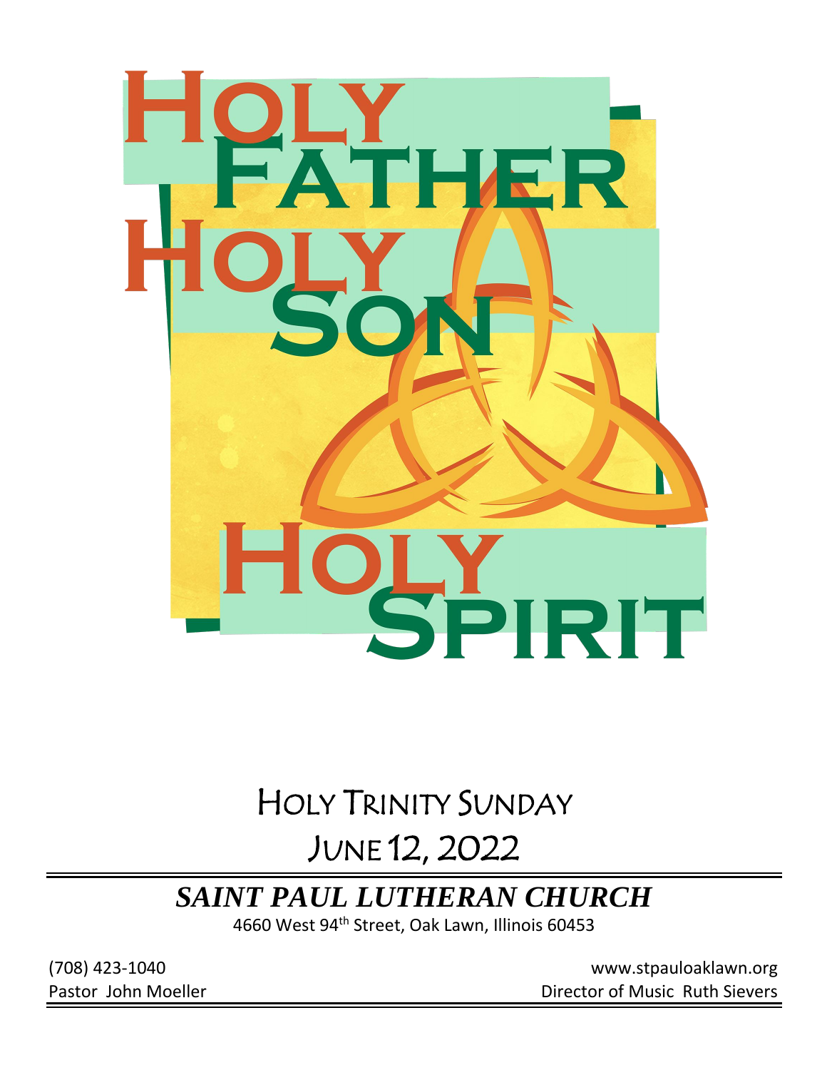# Holy Father Holy Son Holy Spirit

## Holy Trinity Sunday

## June 12, 2022

**_SAINT PAUL LUTHERAN CHURCH_**

4660 West 94th Street, Oak Lawn, Illinois 60453

(708) 423-1040 www.stpauloaklawn.org

Pastor John Moeller Director of Music Ruth Sievers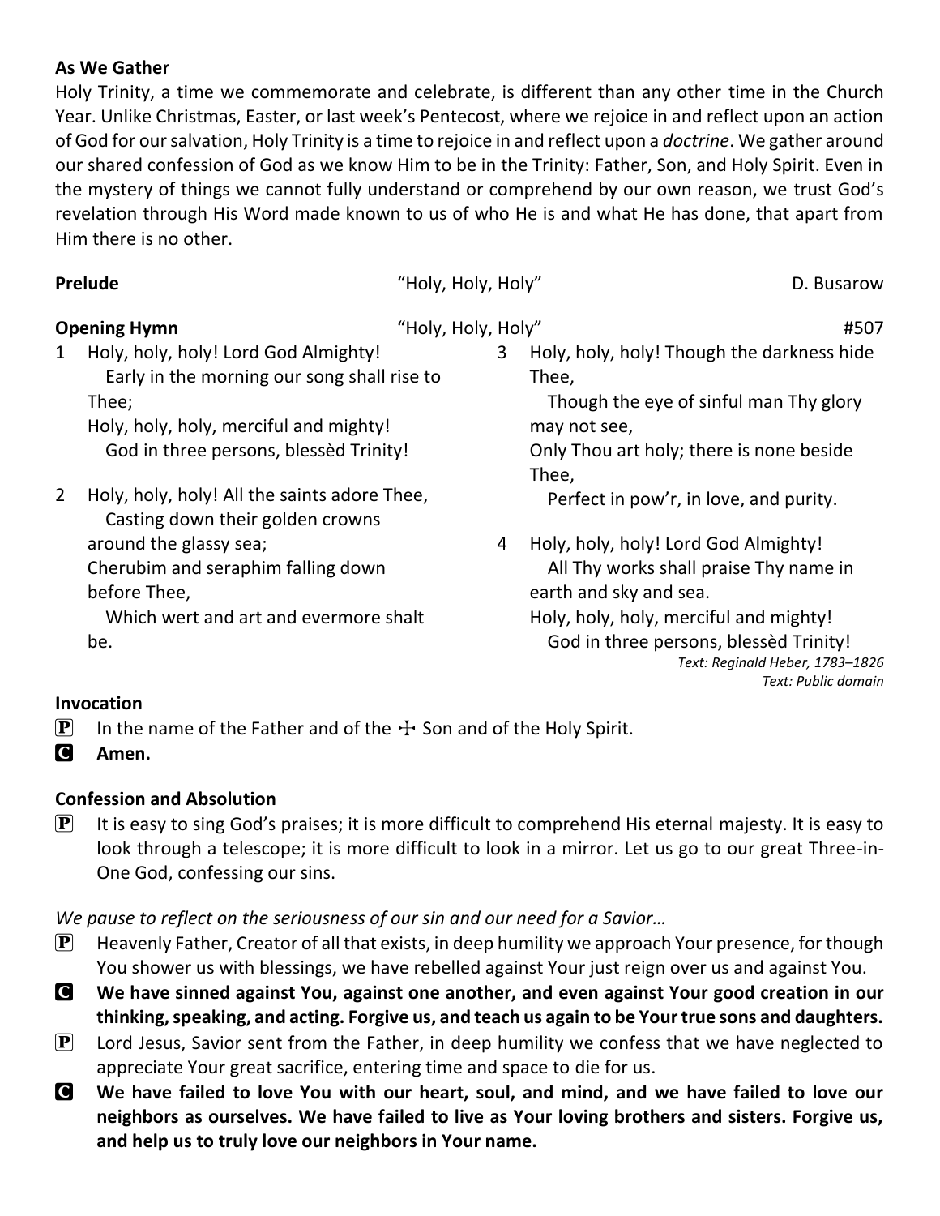**As We Gather**

Holy Trinity, a time we commemorate and celebrate, is different than any other time in the Church Year. Unlike Christmas, Easter, or last week's Pentecost, where we rejoice in and reflect upon an action of God for our salvation, Holy Trinity is a time to rejoice in and reflect upon a *doctrine*. We gather around our shared confession of God as we know Him to be in the Trinity: Father, Son, and Holy Spirit. Even in the mystery of things we cannot fully understand or comprehend by our own reason, we trust God's revelation through His Word made known to us of who He is and what He has done, that apart from Him there is no other.

**Prelude** "Holy, Holy, Holy" D. Busarow

**Opening Hymn** "Holy, Holy, Holy" #507

1 Holy, holy, holy! Lord God Almighty!
Early in the morning our song shall rise to Thee;
Holy, holy, holy, merciful and mighty!
God in three persons, blessèd Trinity!

2 Holy, holy, holy! All the saints adore Thee,
Casting down their golden crowns around the glassy sea;
Cherubim and seraphim falling down before Thee,
Which wert and art and evermore shalt be.

3 Holy, holy, holy! Though the darkness hide Thee,
Though the eye of sinful man Thy glory may not see,
Only Thou art holy; there is none beside Thee,
Perfect in pow'r, in love, and purity.

4 Holy, holy, holy! Lord God Almighty!
All Thy works shall praise Thy name in earth and sky and sea.
Holy, holy, holy, merciful and mighty!
God in three persons, blessèd Trinity!

*Text: Reginald Heber, 1783–1826*
*Text: Public domain*

**Invocation**

P In the name of the Father and of the ☩ Son and of the Holy Spirit.

C **Amen.**

**Confession and Absolution**

P It is easy to sing God's praises; it is more difficult to comprehend His eternal majesty. It is easy to look through a telescope; it is more difficult to look in a mirror. Let us go to our great Three-in-One God, confessing our sins.

*We pause to reflect on the seriousness of our sin and our need for a Savior…*

P Heavenly Father, Creator of all that exists, in deep humility we approach Your presence, for though You shower us with blessings, we have rebelled against Your just reign over us and against You.

C **We have sinned against You, against one another, and even against Your good creation in our thinking, speaking, and acting. Forgive us, and teach us again to be Your true sons and daughters.**

P Lord Jesus, Savior sent from the Father, in deep humility we confess that we have neglected to appreciate Your great sacrifice, entering time and space to die for us.

C **We have failed to love You with our heart, soul, and mind, and we have failed to love our neighbors as ourselves. We have failed to live as Your loving brothers and sisters. Forgive us, and help us to truly love our neighbors in Your name.**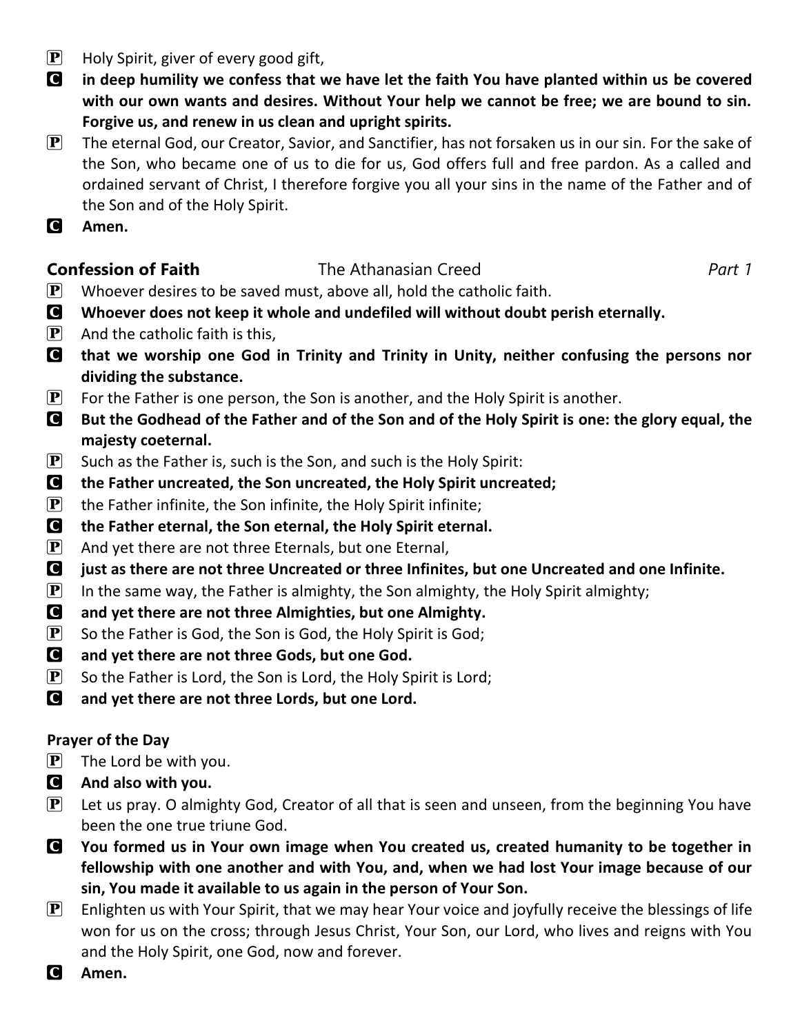**P** Holy Spirit, giver of every good gift,

**C** **in deep humility we confess that we have let the faith You have planted within us be covered with our own wants and desires. Without Your help we cannot be free; we are bound to sin. Forgive us, and renew in us clean and upright spirits.**

**P** The eternal God, our Creator, Savior, and Sanctifier, has not forsaken us in our sin. For the sake of the Son, who became one of us to die for us, God offers full and free pardon. As a called and ordained servant of Christ, I therefore forgive you all your sins in the name of the Father and of the Son and of the Holy Spirit.

**C** **Amen.**

## Confession of Faith — The Athanasian Creed — *Part 1*

**P** Whoever desires to be saved must, above all, hold the catholic faith.

**C** **Whoever does not keep it whole and undefiled will without doubt perish eternally.**

**P** And the catholic faith is this,

**C** **that we worship one God in Trinity and Trinity in Unity, neither confusing the persons nor dividing the substance.**

**P** For the Father is one person, the Son is another, and the Holy Spirit is another.

**C** **But the Godhead of the Father and of the Son and of the Holy Spirit is one: the glory equal, the majesty coeternal.**

**P** Such as the Father is, such is the Son, and such is the Holy Spirit:

**C** **the Father uncreated, the Son uncreated, the Holy Spirit uncreated;**

**P** the Father infinite, the Son infinite, the Holy Spirit infinite;

**C** **the Father eternal, the Son eternal, the Holy Spirit eternal.**

**P** And yet there are not three Eternals, but one Eternal,

**C** **just as there are not three Uncreated or three Infinites, but one Uncreated and one Infinite.**

**P** In the same way, the Father is almighty, the Son almighty, the Holy Spirit almighty;

**C** **and yet there are not three Almighties, but one Almighty.**

**P** So the Father is God, the Son is God, the Holy Spirit is God;

**C** **and yet there are not three Gods, but one God.**

**P** So the Father is Lord, the Son is Lord, the Holy Spirit is Lord;

**C** **and yet there are not three Lords, but one Lord.**

### Prayer of the Day

**P** The Lord be with you.

**C** **And also with you.**

**P** Let us pray. O almighty God, Creator of all that is seen and unseen, from the beginning You have been the one true triune God.

**C** **You formed us in Your own image when You created us, created humanity to be together in fellowship with one another and with You, and, when we had lost Your image because of our sin, You made it available to us again in the person of Your Son.**

**P** Enlighten us with Your Spirit, that we may hear Your voice and joyfully receive the blessings of life won for us on the cross; through Jesus Christ, Your Son, our Lord, who lives and reigns with You and the Holy Spirit, one God, now and forever.

**C** **Amen.**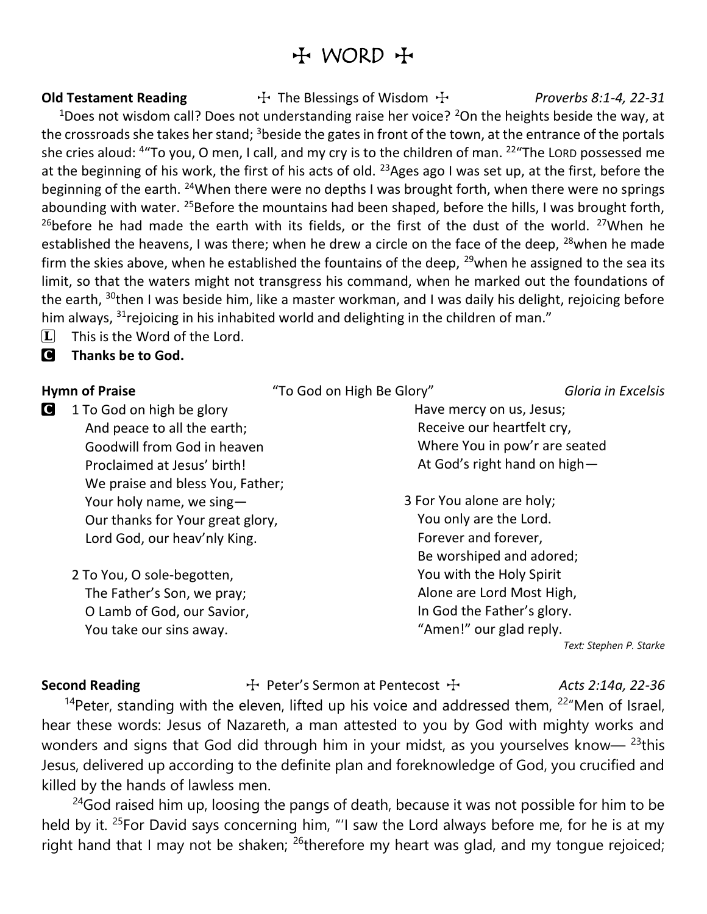# ☩ WORD ☩

**Old Testament Reading** ☩ The Blessings of Wisdom ☩ *Proverbs 8:1-4, 22-31*

[1]Does not wisdom call? Does not understanding raise her voice? [2]On the heights beside the way, at the crossroads she takes her stand; [3]beside the gates in front of the town, at the entrance of the portals she cries aloud: [4]"To you, O men, I call, and my cry is to the children of man. [22]"The LORD possessed me at the beginning of his work, the first of his acts of old. [23]Ages ago I was set up, at the first, before the beginning of the earth. [24]When there were no depths I was brought forth, when there were no springs abounding with water. [25]Before the mountains had been shaped, before the hills, I was brought forth, [26]before he had made the earth with its fields, or the first of the dust of the world. [27]When he established the heavens, I was there; when he drew a circle on the face of the deep, [28]when he made firm the skies above, when he established the fountains of the deep, [29]when he assigned to the sea its limit, so that the waters might not transgress his command, when he marked out the foundations of the earth, [30]then I was beside him, like a master workman, and I was daily his delight, rejoicing before him always, [31]rejoicing in his inhabited world and delighting in the children of man."

L This is the Word of the Lord.

**C Thanks be to God.**

**Hymn of Praise** "To God on High Be Glory" *Gloria in Excelsis*

C 1 To God on high be glory
And peace to all the earth;
Goodwill from God in heaven
Proclaimed at Jesus' birth!
We praise and bless You, Father;
Your holy name, we sing—
Our thanks for Your great glory,
Lord God, our heav'nly King.

2 To You, O sole-begotten,
The Father's Son, we pray;
O Lamb of God, our Savior,
You take our sins away.
Have mercy on us, Jesus;
Receive our heartfelt cry,
Where You in pow'r are seated
At God's right hand on high—

3 For You alone are holy;
You only are the Lord.
Forever and forever,
Be worshiped and adored;
You with the Holy Spirit
Alone are Lord Most High,
In God the Father's glory.
"Amen!" our glad reply.

*Text: Stephen P. Starke*

**Second Reading** ☩ Peter's Sermon at Pentecost ☩ *Acts 2:14a, 22-36*

[14]Peter, standing with the eleven, lifted up his voice and addressed them, [22]"Men of Israel, hear these words: Jesus of Nazareth, a man attested to you by God with mighty works and wonders and signs that God did through him in your midst, as you yourselves know— [23]this Jesus, delivered up according to the definite plan and foreknowledge of God, you crucified and killed by the hands of lawless men.

[24]God raised him up, loosing the pangs of death, because it was not possible for him to be held by it. [25]For David says concerning him, "'I saw the Lord always before me, for he is at my right hand that I may not be shaken; [26]therefore my heart was glad, and my tongue rejoiced;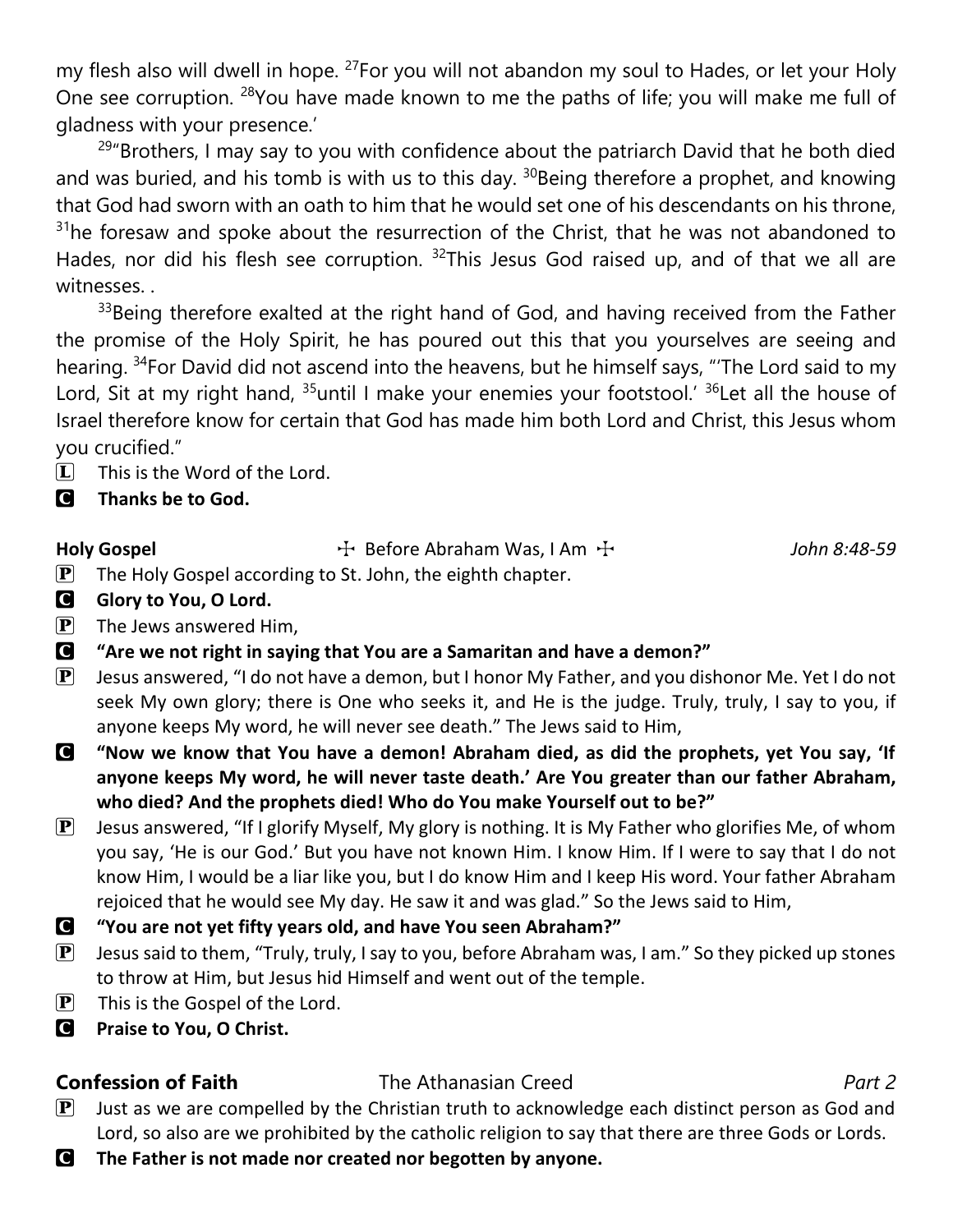my flesh also will dwell in hope. [27]For you will not abandon my soul to Hades, or let your Holy One see corruption. [28]You have made known to me the paths of life; you will make me full of gladness with your presence.'

[29]"Brothers, I may say to you with confidence about the patriarch David that he both died and was buried, and his tomb is with us to this day. [30]Being therefore a prophet, and knowing that God had sworn with an oath to him that he would set one of his descendants on his throne, [31]he foresaw and spoke about the resurrection of the Christ, that he was not abandoned to Hades, nor did his flesh see corruption. [32]This Jesus God raised up, and of that we all are witnesses. .

[33]Being therefore exalted at the right hand of God, and having received from the Father the promise of the Holy Spirit, he has poured out this that you yourselves are seeing and hearing. [34]For David did not ascend into the heavens, but he himself says, "'The Lord said to my Lord, Sit at my right hand, [35]until I make your enemies your footstool.' [36]Let all the house of Israel therefore know for certain that God has made him both Lord and Christ, this Jesus whom you crucified."

L  This is the Word of the Lord.

C  **Thanks be to God.**

**Holy Gospel** ☩ Before Abraham Was, I Am ☩ *John 8:48-59*

P  The Holy Gospel according to St. John, the eighth chapter.

C  **Glory to You, O Lord.**

P  The Jews answered Him,

C  **"Are we not right in saying that You are a Samaritan and have a demon?"**

P  Jesus answered, "I do not have a demon, but I honor My Father, and you dishonor Me. Yet I do not seek My own glory; there is One who seeks it, and He is the judge. Truly, truly, I say to you, if anyone keeps My word, he will never see death." The Jews said to Him,

C  **"Now we know that You have a demon! Abraham died, as did the prophets, yet You say, 'If anyone keeps My word, he will never taste death.' Are You greater than our father Abraham, who died? And the prophets died! Who do You make Yourself out to be?"**

P  Jesus answered, "If I glorify Myself, My glory is nothing. It is My Father who glorifies Me, of whom you say, 'He is our God.' But you have not known Him. I know Him. If I were to say that I do not know Him, I would be a liar like you, but I do know Him and I keep His word. Your father Abraham rejoiced that he would see My day. He saw it and was glad." So the Jews said to Him,

C  **"You are not yet fifty years old, and have You seen Abraham?"**

P  Jesus said to them, "Truly, truly, I say to you, before Abraham was, I am." So they picked up stones to throw at Him, but Jesus hid Himself and went out of the temple.

P  This is the Gospel of the Lord.

C  **Praise to You, O Christ.**

## Confession of Faith — The Athanasian Creed — *Part 2*

P  Just as we are compelled by the Christian truth to acknowledge each distinct person as God and Lord, so also are we prohibited by the catholic religion to say that there are three Gods or Lords.

C  **The Father is not made nor created nor begotten by anyone.**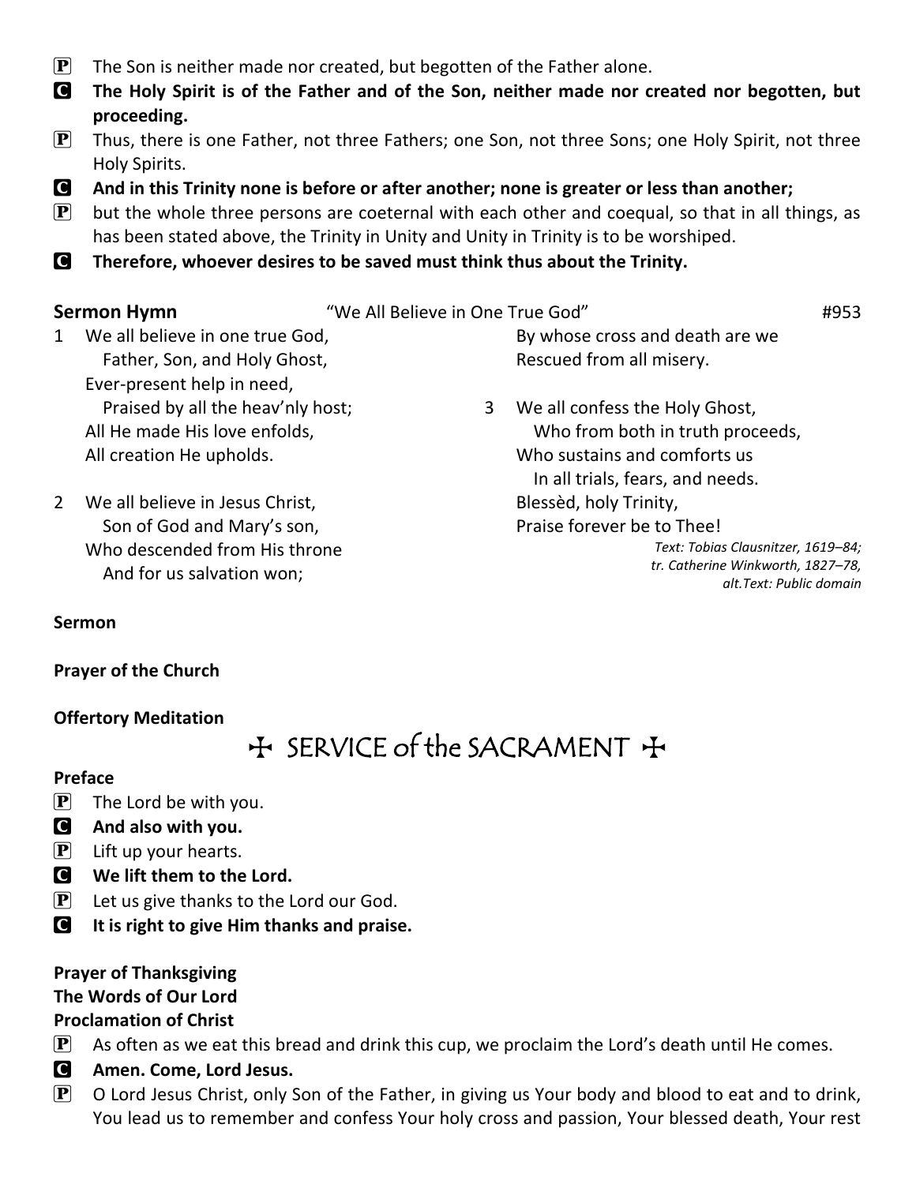**P** The Son is neither made nor created, but begotten of the Father alone.

**C** **The Holy Spirit is of the Father and of the Son, neither made nor created nor begotten, but proceeding.**

**P** Thus, there is one Father, not three Fathers; one Son, not three Sons; one Holy Spirit, not three Holy Spirits.

**C** **And in this Trinity none is before or after another; none is greater or less than another;**

**P** but the whole three persons are coeternal with each other and coequal, so that in all things, as has been stated above, the Trinity in Unity and Unity in Trinity is to be worshiped.

**C** **Therefore, whoever desires to be saved must think thus about the Trinity.**

**Sermon Hymn** "We All Believe in One True God" #953

1 We all believe in one true God,
Father, Son, and Holy Ghost,
Ever-present help in need,
Praised by all the heav'nly host;
All He made His love enfolds,
All creation He upholds.

2 We all believe in Jesus Christ,
Son of God and Mary's son,
Who descended from His throne
And for us salvation won;
By whose cross and death are we
Rescued from all misery.

3 We all confess the Holy Ghost,
Who from both in truth proceeds,
Who sustains and comforts us
In all trials, fears, and needs.
Blessèd, holy Trinity,
Praise forever be to Thee!

*Text: Tobias Clausnitzer, 1619–84; tr. Catherine Winkworth, 1827–78, alt.Text: Public domain*

**Sermon**

**Prayer of the Church**

**Offertory Meditation**

# ✠ SERVICE of the SACRAMENT ✠

**Preface**

**P** The Lord be with you.

**C** **And also with you.**

**P** Lift up your hearts.

**C** **We lift them to the Lord.**

**P** Let us give thanks to the Lord our God.

**C** **It is right to give Him thanks and praise.**

**Prayer of Thanksgiving**

**The Words of Our Lord**

**Proclamation of Christ**

**P** As often as we eat this bread and drink this cup, we proclaim the Lord's death until He comes.

**C** **Amen. Come, Lord Jesus.**

**P** O Lord Jesus Christ, only Son of the Father, in giving us Your body and blood to eat and to drink, You lead us to remember and confess Your holy cross and passion, Your blessed death, Your rest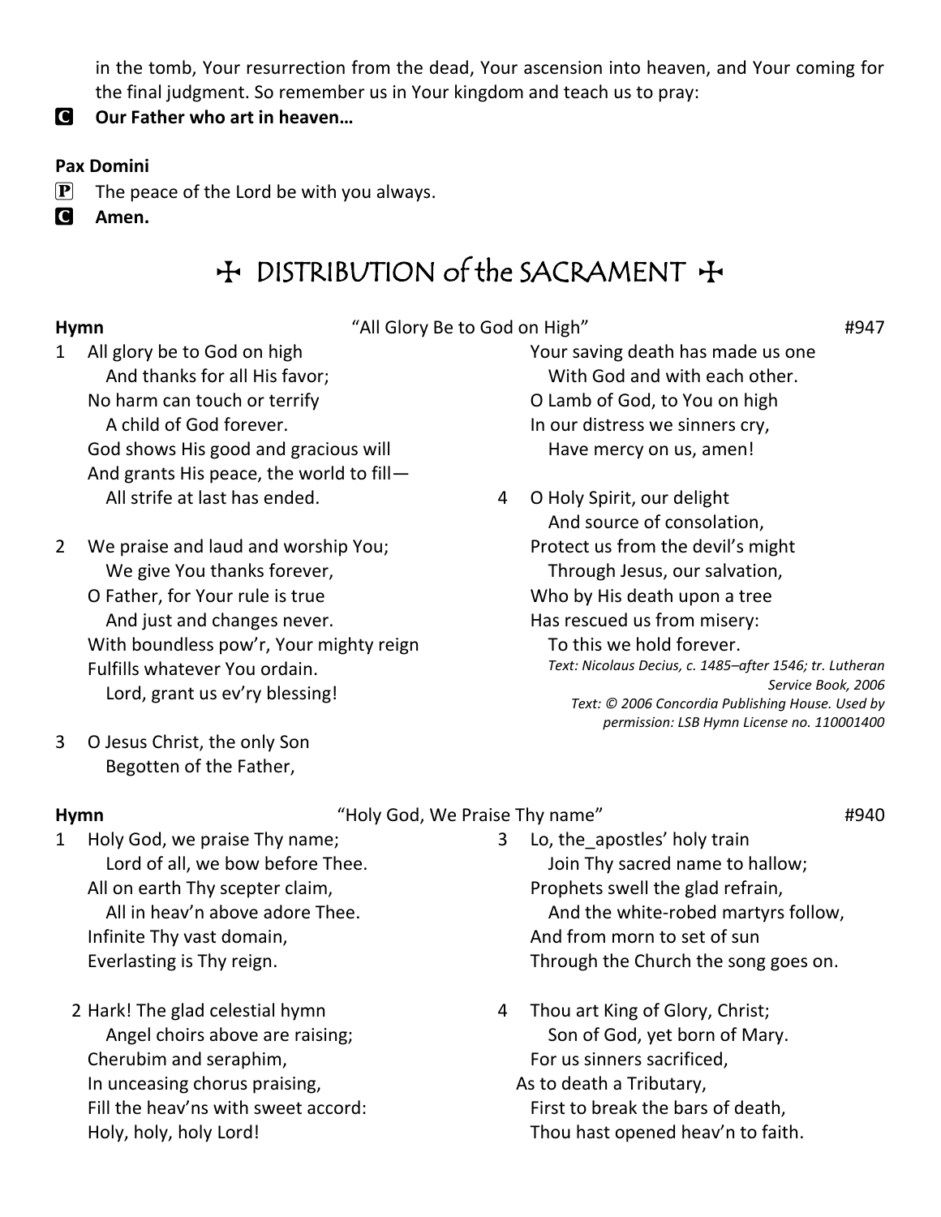in the tomb, Your resurrection from the dead, Your ascension into heaven, and Your coming for the final judgment. So remember us in Your kingdom and teach us to pray:

**C** **Our Father who art in heaven…**

**Pax Domini**

**P** The peace of the Lord be with you always.

**C** **Amen.**

## ✠ DISTRIBUTION of the SACRAMENT ✠

**Hymn** "All Glory Be to God on High" #947

1 All glory be to God on high
And thanks for all His favor;
No harm can touch or terrify
A child of God forever.
God shows His good and gracious will
And grants His peace, the world to fill—
All strife at last has ended.

2 We praise and laud and worship You;
We give You thanks forever,
O Father, for Your rule is true
And just and changes never.
With boundless pow'r, Your mighty reign
Fulfills whatever You ordain.
Lord, grant us ev'ry blessing!

3 O Jesus Christ, the only Son
Begotten of the Father,
Your saving death has made us one
With God and with each other.
O Lamb of God, to You on high
In our distress we sinners cry,
Have mercy on us, amen!

4 O Holy Spirit, our delight
And source of consolation,
Protect us from the devil's might
Through Jesus, our salvation,
Who by His death upon a tree
Has rescued us from misery:
To this we hold forever.

*Text: Nicolaus Decius, c. 1485–after 1546; tr. Lutheran Service Book, 2006*
*Text: © 2006 Concordia Publishing House. Used by permission: LSB Hymn License no. 110001400*

**Hymn** "Holy God, We Praise Thy name" #940

1 Holy God, we praise Thy name;
Lord of all, we bow before Thee.
All on earth Thy scepter claim,
All in heav'n above adore Thee.
Infinite Thy vast domain,
Everlasting is Thy reign.

2 Hark! The glad celestial hymn
Angel choirs above are raising;
Cherubim and seraphim,
In unceasing chorus praising,
Fill the heav'ns with sweet accord:
Holy, holy, holy Lord!

3 Lo, the_apostles' holy train
Join Thy sacred name to hallow;
Prophets swell the glad refrain,
And the white-robed martyrs follow,
And from morn to set of sun
Through the Church the song goes on.

4 Thou art King of Glory, Christ;
Son of God, yet born of Mary.
For us sinners sacrificed,
As to death a Tributary,
First to break the bars of death,
Thou hast opened heav'n to faith.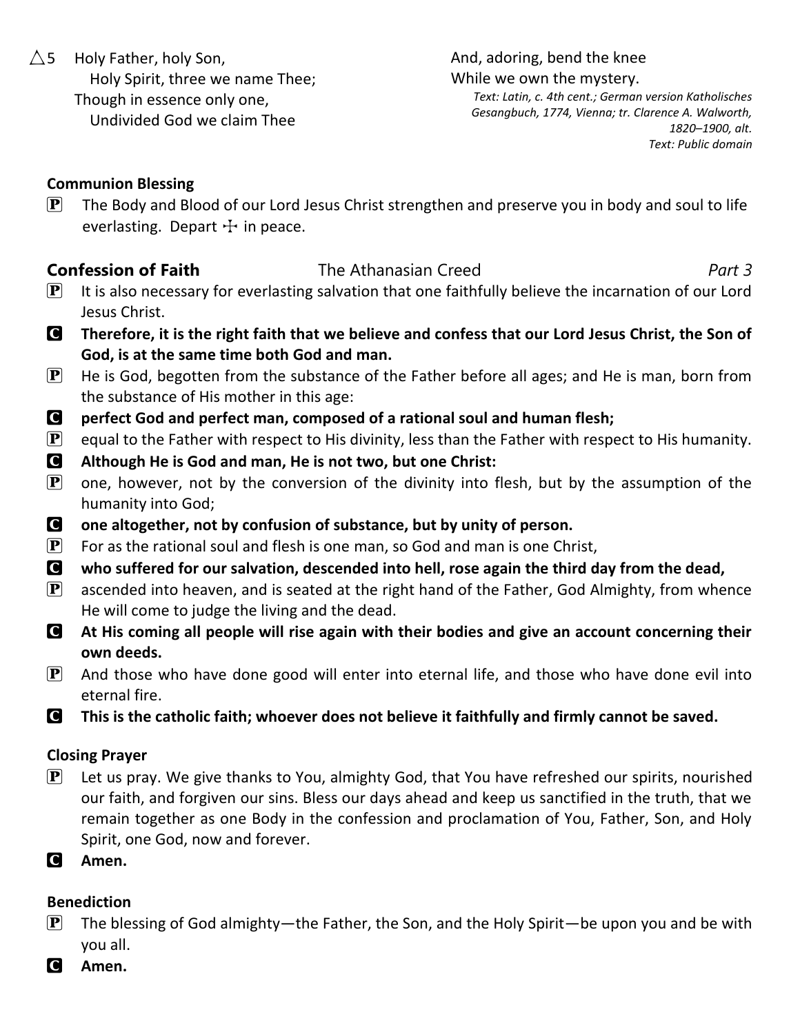△5 Holy Father, holy Son,
Holy Spirit, three we name Thee;
Though in essence only one,
Undivided God we claim Thee
And, adoring, bend the knee
While we own the mystery.

*Text: Latin, c. 4th cent.; German version Katholisches Gesangbuch, 1774, Vienna; tr. Clarence A. Walworth, 1820–1900, alt.*
*Text: Public domain*

**Communion Blessing**

P The Body and Blood of our Lord Jesus Christ strengthen and preserve you in body and soul to life everlasting. Depart ☩ in peace.

**Confession of Faith** The Athanasian Creed *Part 3*

P It is also necessary for everlasting salvation that one faithfully believe the incarnation of our Lord Jesus Christ.

C **Therefore, it is the right faith that we believe and confess that our Lord Jesus Christ, the Son of God, is at the same time both God and man.**

P He is God, begotten from the substance of the Father before all ages; and He is man, born from the substance of His mother in this age:

C **perfect God and perfect man, composed of a rational soul and human flesh;**

P equal to the Father with respect to His divinity, less than the Father with respect to His humanity.

C **Although He is God and man, He is not two, but one Christ:**

P one, however, not by the conversion of the divinity into flesh, but by the assumption of the humanity into God;

C **one altogether, not by confusion of substance, but by unity of person.**

P For as the rational soul and flesh is one man, so God and man is one Christ,

C **who suffered for our salvation, descended into hell, rose again the third day from the dead,**

P ascended into heaven, and is seated at the right hand of the Father, God Almighty, from whence He will come to judge the living and the dead.

C **At His coming all people will rise again with their bodies and give an account concerning their own deeds.**

P And those who have done good will enter into eternal life, and those who have done evil into eternal fire.

C **This is the catholic faith; whoever does not believe it faithfully and firmly cannot be saved.**

**Closing Prayer**

P Let us pray. We give thanks to You, almighty God, that You have refreshed our spirits, nourished our faith, and forgiven our sins. Bless our days ahead and keep us sanctified in the truth, that we remain together as one Body in the confession and proclamation of You, Father, Son, and Holy Spirit, one God, now and forever.

C **Amen.**

**Benediction**

P The blessing of God almighty—the Father, the Son, and the Holy Spirit—be upon you and be with you all.

C **Amen.**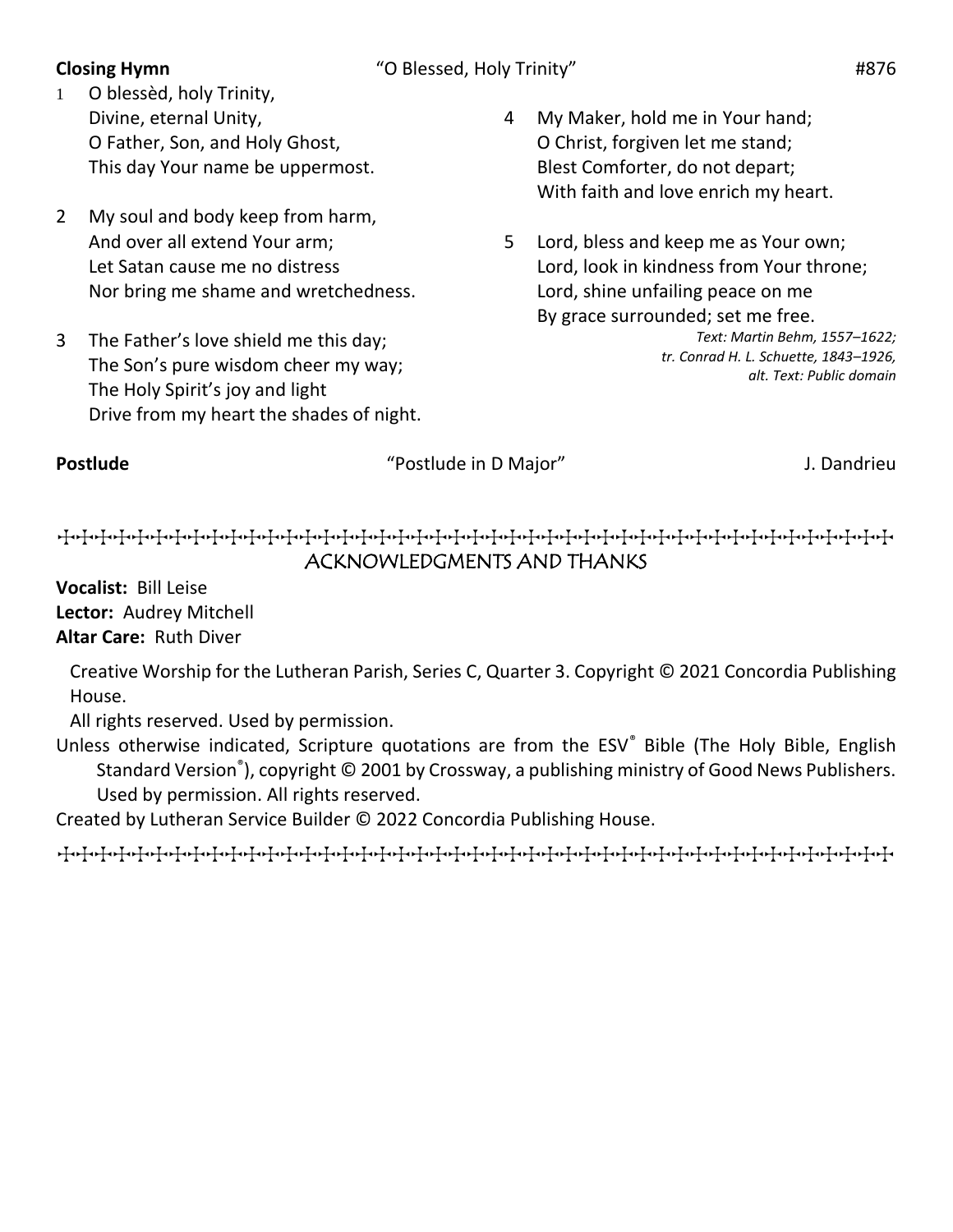**Closing Hymn** "O Blessed, Holy Trinity" #876

1 O blessèd, holy Trinity,
Divine, eternal Unity,
O Father, Son, and Holy Ghost,
This day Your name be uppermost.

2 My soul and body keep from harm,
And over all extend Your arm;
Let Satan cause me no distress
Nor bring me shame and wretchedness.

3 The Father's love shield me this day;
The Son's pure wisdom cheer my way;
The Holy Spirit's joy and light
Drive from my heart the shades of night.

4 My Maker, hold me in Your hand;
O Christ, forgiven let me stand;
Blest Comforter, do not depart;
With faith and love enrich my heart.

5 Lord, bless and keep me as Your own;
Lord, look in kindness from Your throne;
Lord, shine unfailing peace on me
By grace surrounded; set me free.

*Text: Martin Behm, 1557–1622;*
*tr. Conrad H. L. Schuette, 1843–1926,*
*alt. Text: Public domain*

**Postlude** "Postlude in D Major" J. Dandrieu

## ACKNOWLEDGMENTS AND THANKS

**Vocalist:** Bill Leise
**Lector:** Audrey Mitchell
**Altar Care:** Ruth Diver

Creative Worship for the Lutheran Parish, Series C, Quarter 3. Copyright © 2021 Concordia Publishing House.
All rights reserved. Used by permission.

Unless otherwise indicated, Scripture quotations are from the ESV® Bible (The Holy Bible, English Standard Version®), copyright © 2001 by Crossway, a publishing ministry of Good News Publishers. Used by permission. All rights reserved.

Created by Lutheran Service Builder © 2022 Concordia Publishing House.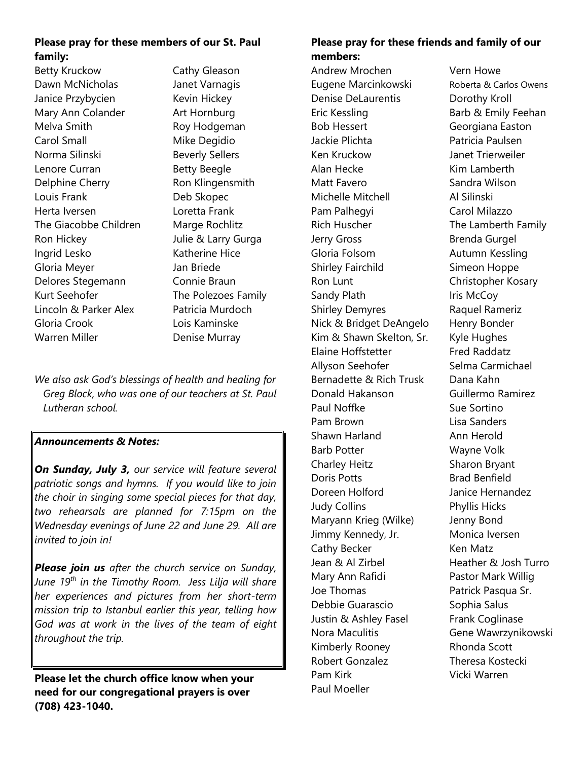**Please pray for these members of our St. Paul family:**

Betty Kruckow
Dawn McNicholas
Janice Przybycien
Mary Ann Colander
Melva Smith
Carol Small
Norma Silinski
Lenore Curran
Delphine Cherry
Louis Frank
Herta Iversen
The Giacobbe Children
Ron Hickey
Ingrid Lesko
Gloria Meyer
Delores Stegemann
Kurt Seehofer
Lincoln & Parker Alex
Gloria Crook
Warren Miller
Cathy Gleason
Janet Varnagis
Kevin Hickey
Art Hornburg
Roy Hodgeman
Mike Degidio
Beverly Sellers
Betty Beegle
Ron Klingensmith
Deb Skopec
Loretta Frank
Marge Rochlitz
Julie & Larry Gurga
Katherine Hice
Jan Briede
Connie Braun
The Polezoes Family
Patricia Murdoch
Lois Kaminske
Denise Murray

*We also ask God's blessings of health and healing for Greg Block, who was one of our teachers at St. Paul Lutheran school.*

***Announcements & Notes:***

***On Sunday, July 3,*** *our service will feature several patriotic songs and hymns. If you would like to join the choir in singing some special pieces for that day, two rehearsals are planned for 7:15pm on the Wednesday evenings of June 22 and June 29. All are invited to join in!*

***Please join us*** *after the church service on Sunday, June 19th in the Timothy Room. Jess Lilja will share her experiences and pictures from her short-term mission trip to Istanbul earlier this year, telling how God was at work in the lives of the team of eight throughout the trip.*

**Please let the church office know when your need for our congregational prayers is over (708) 423-1040.**

**Please pray for these friends and family of our members:**

Andrew Mrochen
Eugene Marcinkowski
Denise DeLaurentis
Eric Kessling
Bob Hessert
Jackie Plichta
Ken Kruckow
Alan Hecke
Matt Favero
Michelle Mitchell
Pam Palhegyi
Rich Huscher
Jerry Gross
Gloria Folsom
Shirley Fairchild
Ron Lunt
Sandy Plath
Shirley Demyres
Nick & Bridget DeAngelo
Kim & Shawn Skelton, Sr.
Elaine Hoffstetter
Allyson Seehofer
Bernadette & Rich Trusk
Donald Hakanson
Paul Noffke
Pam Brown
Shawn Harland
Barb Potter
Charley Heitz
Doris Potts
Doreen Holford
Judy Collins
Maryann Krieg (Wilke)
Jimmy Kennedy, Jr.
Cathy Becker
Jean & Al Zirbel
Mary Ann Rafidi
Joe Thomas
Debbie Guarascio
Justin & Ashley Fasel
Nora Maculitis
Kimberly Rooney
Robert Gonzalez
Pam Kirk
Paul Moeller
Vern Howe
Roberta & Carlos Owens
Dorothy Kroll
Barb & Emily Feehan
Georgiana Easton
Patricia Paulsen
Janet Trierweiler
Kim Lamberth
Sandra Wilson
Al Silinski
Carol Milazzo
The Lamberth Family
Brenda Gurgel
Autumn Kessling
Simeon Hoppe
Christopher Kosary
Iris McCoy
Raquel Rameriz
Henry Bonder
Kyle Hughes
Fred Raddatz
Selma Carmichael
Dana Kahn
Guillermo Ramirez
Sue Sortino
Lisa Sanders
Ann Herold
Wayne Volk
Sharon Bryant
Brad Benfield
Janice Hernandez
Phyllis Hicks
Jenny Bond
Monica Iversen
Ken Matz
Heather & Josh Turro
Pastor Mark Willig
Patrick Pasqua Sr.
Sophia Salus
Frank Coglinase
Gene Wawrzynikowski
Rhonda Scott
Theresa Kostecki
Vicki Warren